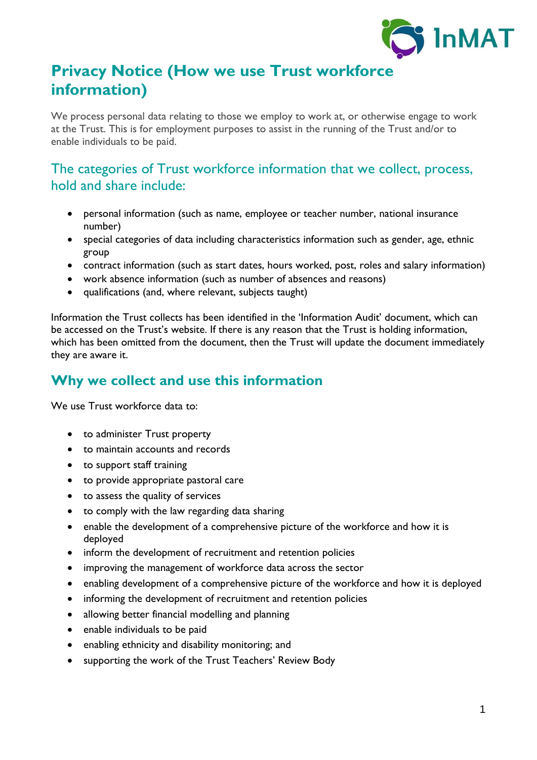# Privacy Notice (How we use Trust workforce information)

We process personal data relating to those we employ to work at, or otherwise engage to work at the Trust. This is for employment purposes to assist in the running of the Trust and/or to enable individuals to be paid.

## The categories of Trust workforce information that we collect, process, hold and share include:

- personal information (such as name, employee or teacher number, national insurance number)
- special categories of data including characteristics information such as gender, age, ethnic group
- contract information (such as start dates, hours worked, post, roles and salary information)
- work absence information (such as number of absences and reasons)
- qualifications (and, where relevant, subjects taught)

Information the Trust collects has been identified in the 'Information Audit' document, which can be accessed on the Trust's website. If there is any reason that the Trust is holding information, which has been omitted from the document, then the Trust will update the document immediately they are aware it.

## Why we collect and use this information

We use Trust workforce data to:

- to administer Trust property
- to maintain accounts and records
- to support staff training
- to provide appropriate pastoral care
- to assess the quality of services
- to comply with the law regarding data sharing
- enable the development of a comprehensive picture of the workforce and how it is deployed
- inform the development of recruitment and retention policies
- improving the management of workforce data across the sector
- enabling development of a comprehensive picture of the workforce and how it is deployed
- informing the development of recruitment and retention policies
- allowing better financial modelling and planning
- enable individuals to be paid
- enabling ethnicity and disability monitoring; and
- supporting the work of the Trust Teachers' Review Body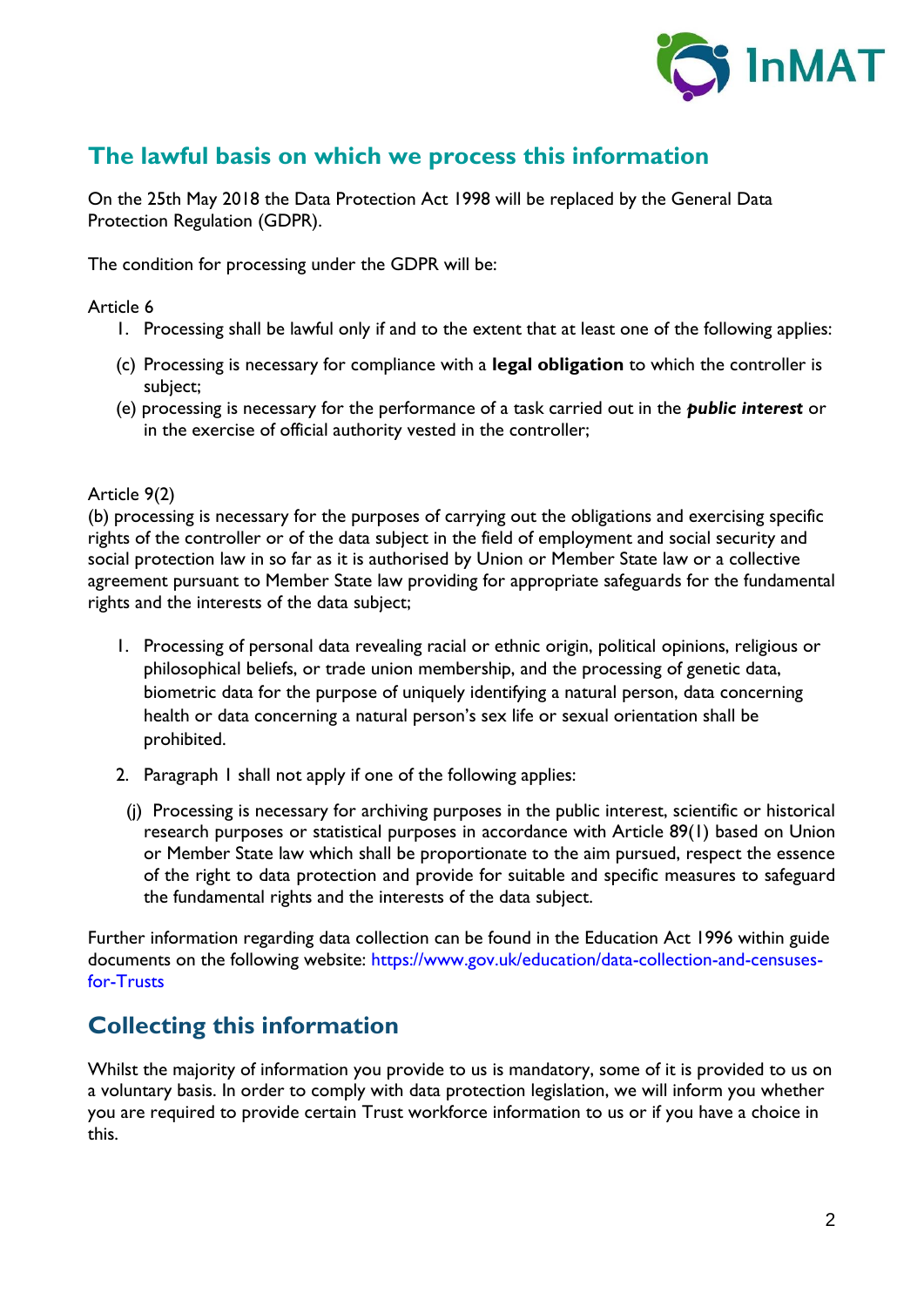## The lawful basis on which we process this information

On the 25th May 2018 the Data Protection Act 1998 will be replaced by the General Data Protection Regulation (GDPR).

The condition for processing under the GDPR will be:

Article 6

1. Processing shall be lawful only if and to the extent that at least one of the following applies:

(c) Processing is necessary for compliance with a **legal obligation** to which the controller is subject;

(e) processing is necessary for the performance of a task carried out in the ***public interest*** or in the exercise of official authority vested in the controller;

Article 9(2)

(b) processing is necessary for the purposes of carrying out the obligations and exercising specific rights of the controller or of the data subject in the field of employment and social security and social protection law in so far as it is authorised by Union or Member State law or a collective agreement pursuant to Member State law providing for appropriate safeguards for the fundamental rights and the interests of the data subject;

1. Processing of personal data revealing racial or ethnic origin, political opinions, religious or philosophical beliefs, or trade union membership, and the processing of genetic data, biometric data for the purpose of uniquely identifying a natural person, data concerning health or data concerning a natural person's sex life or sexual orientation shall be prohibited.
2. Paragraph 1 shall not apply if one of the following applies:

(j) Processing is necessary for archiving purposes in the public interest, scientific or historical research purposes or statistical purposes in accordance with Article 89(1) based on Union or Member State law which shall be proportionate to the aim pursued, respect the essence of the right to data protection and provide for suitable and specific measures to safeguard the fundamental rights and the interests of the data subject.

Further information regarding data collection can be found in the Education Act 1996 within guide documents on the following website: https://www.gov.uk/education/data-collection-and-censuses-for-Trusts

## Collecting this information

Whilst the majority of information you provide to us is mandatory, some of it is provided to us on a voluntary basis. In order to comply with data protection legislation, we will inform you whether you are required to provide certain Trust workforce information to us or if you have a choice in this.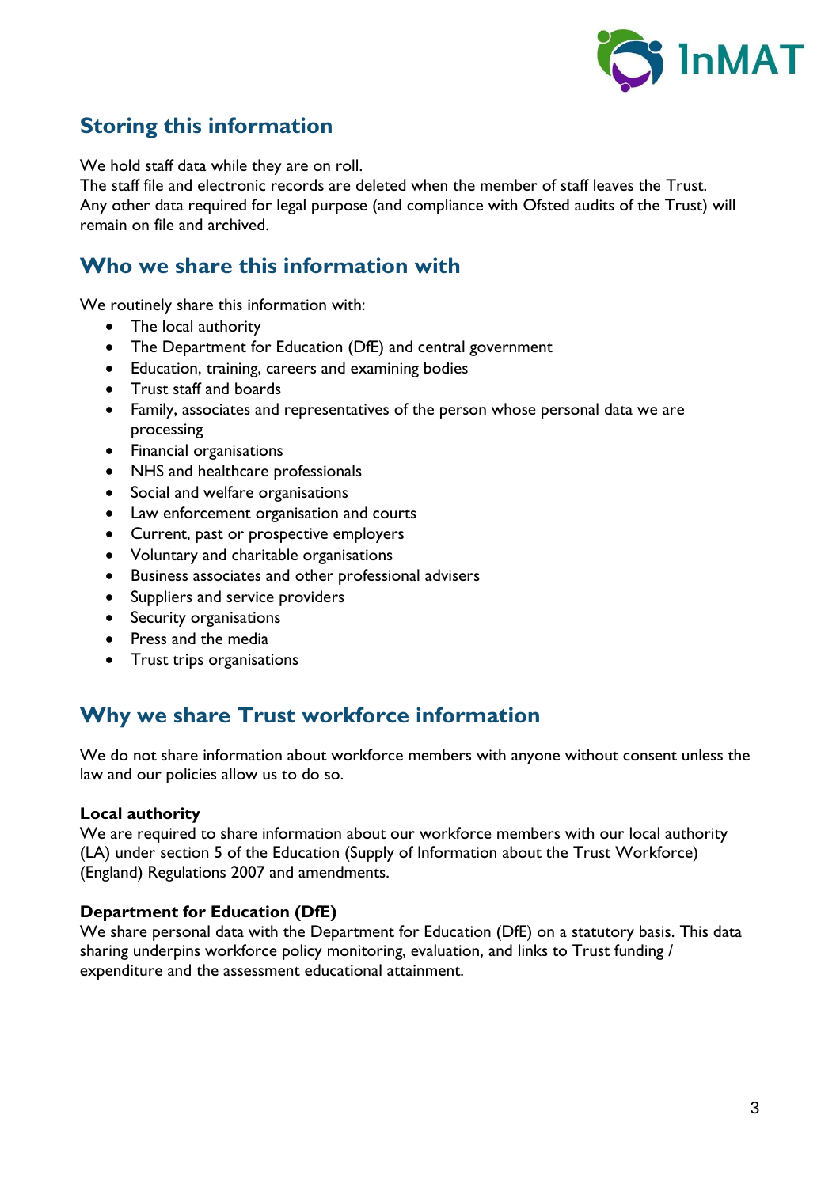## Storing this information

We hold staff data while they are on roll.
The staff file and electronic records are deleted when the member of staff leaves the Trust.
Any other data required for legal purpose (and compliance with Ofsted audits of the Trust) will remain on file and archived.

## Who we share this information with

We routinely share this information with:

- The local authority
- The Department for Education (DfE) and central government
- Education, training, careers and examining bodies
- Trust staff and boards
- Family, associates and representatives of the person whose personal data we are processing
- Financial organisations
- NHS and healthcare professionals
- Social and welfare organisations
- Law enforcement organisation and courts
- Current, past or prospective employers
- Voluntary and charitable organisations
- Business associates and other professional advisers
- Suppliers and service providers
- Security organisations
- Press and the media
- Trust trips organisations

## Why we share Trust workforce information

We do not share information about workforce members with anyone without consent unless the law and our policies allow us to do so.

**Local authority**
We are required to share information about our workforce members with our local authority (LA) under section 5 of the Education (Supply of Information about the Trust Workforce) (England) Regulations 2007 and amendments.

**Department for Education (DfE)**
We share personal data with the Department for Education (DfE) on a statutory basis. This data sharing underpins workforce policy monitoring, evaluation, and links to Trust funding / expenditure and the assessment educational attainment.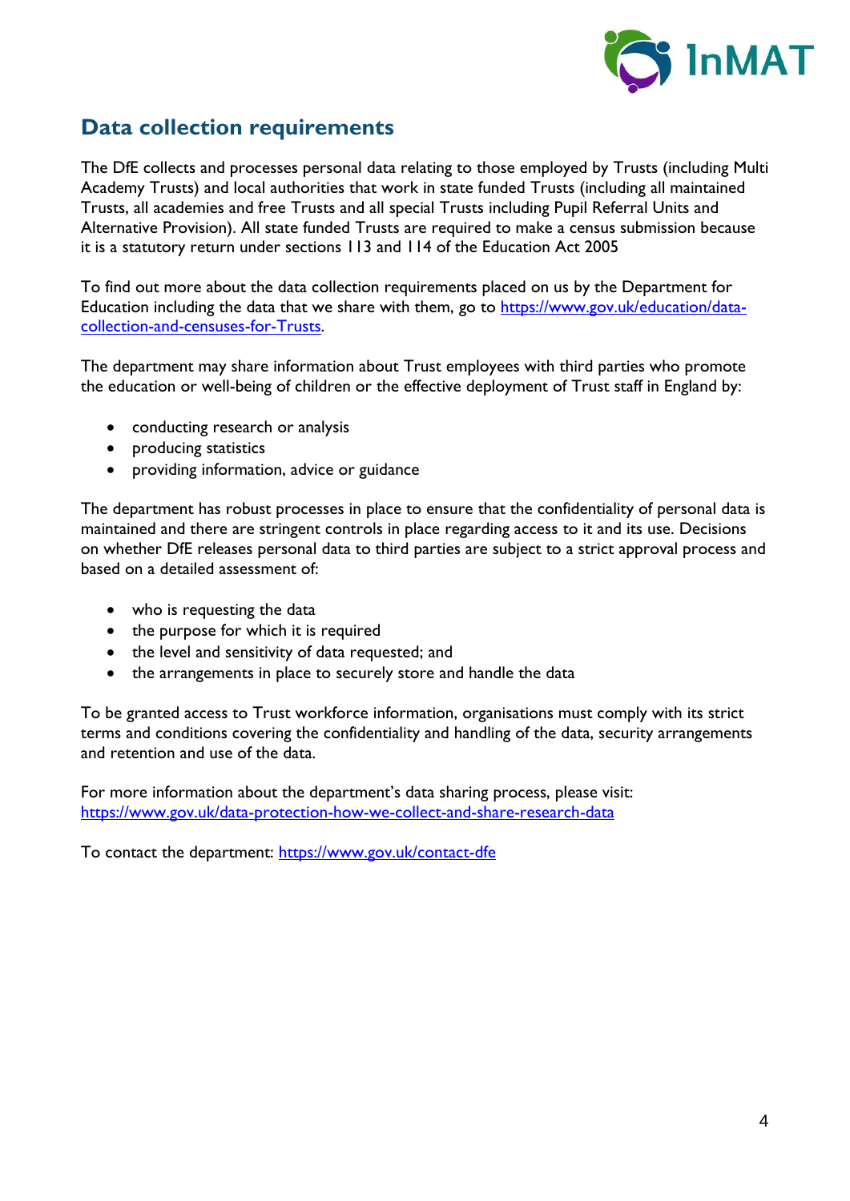## Data collection requirements

The DfE collects and processes personal data relating to those employed by Trusts (including Multi Academy Trusts) and local authorities that work in state funded Trusts (including all maintained Trusts, all academies and free Trusts and all special Trusts including Pupil Referral Units and Alternative Provision). All state funded Trusts are required to make a census submission because it is a statutory return under sections 113 and 114 of the Education Act 2005

To find out more about the data collection requirements placed on us by the Department for Education including the data that we share with them, go to https://www.gov.uk/education/data-collection-and-censuses-for-Trusts.

The department may share information about Trust employees with third parties who promote the education or well-being of children or the effective deployment of Trust staff in England by:

- conducting research or analysis
- producing statistics
- providing information, advice or guidance

The department has robust processes in place to ensure that the confidentiality of personal data is maintained and there are stringent controls in place regarding access to it and its use. Decisions on whether DfE releases personal data to third parties are subject to a strict approval process and based on a detailed assessment of:

- who is requesting the data
- the purpose for which it is required
- the level and sensitivity of data requested; and
- the arrangements in place to securely store and handle the data

To be granted access to Trust workforce information, organisations must comply with its strict terms and conditions covering the confidentiality and handling of the data, security arrangements and retention and use of the data.

For more information about the department's data sharing process, please visit: https://www.gov.uk/data-protection-how-we-collect-and-share-research-data

To contact the department: https://www.gov.uk/contact-dfe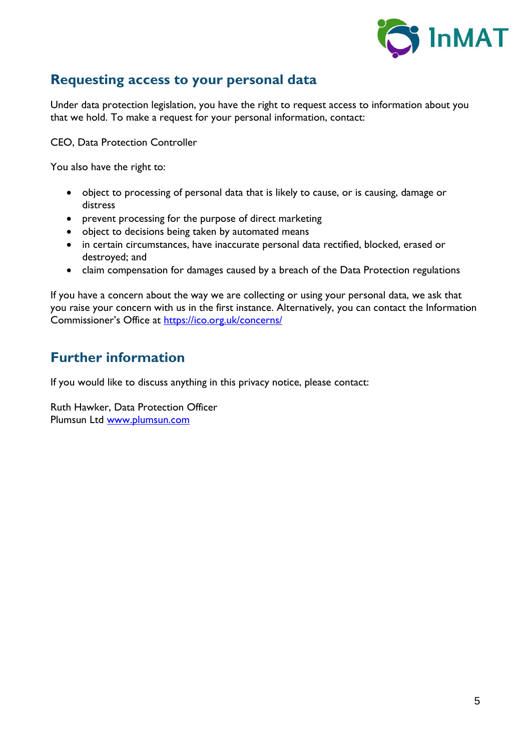## Requesting access to your personal data

Under data protection legislation, you have the right to request access to information about you that we hold. To make a request for your personal information, contact:

CEO, Data Protection Controller

You also have the right to:

- object to processing of personal data that is likely to cause, or is causing, damage or distress
- prevent processing for the purpose of direct marketing
- object to decisions being taken by automated means
- in certain circumstances, have inaccurate personal data rectified, blocked, erased or destroyed; and
- claim compensation for damages caused by a breach of the Data Protection regulations

If you have a concern about the way we are collecting or using your personal data, we ask that you raise your concern with us in the first instance. Alternatively, you can contact the Information Commissioner's Office at https://ico.org.uk/concerns/

## Further information

If you would like to discuss anything in this privacy notice, please contact:

Ruth Hawker, Data Protection Officer
Plumsun Ltd www.plumsun.com